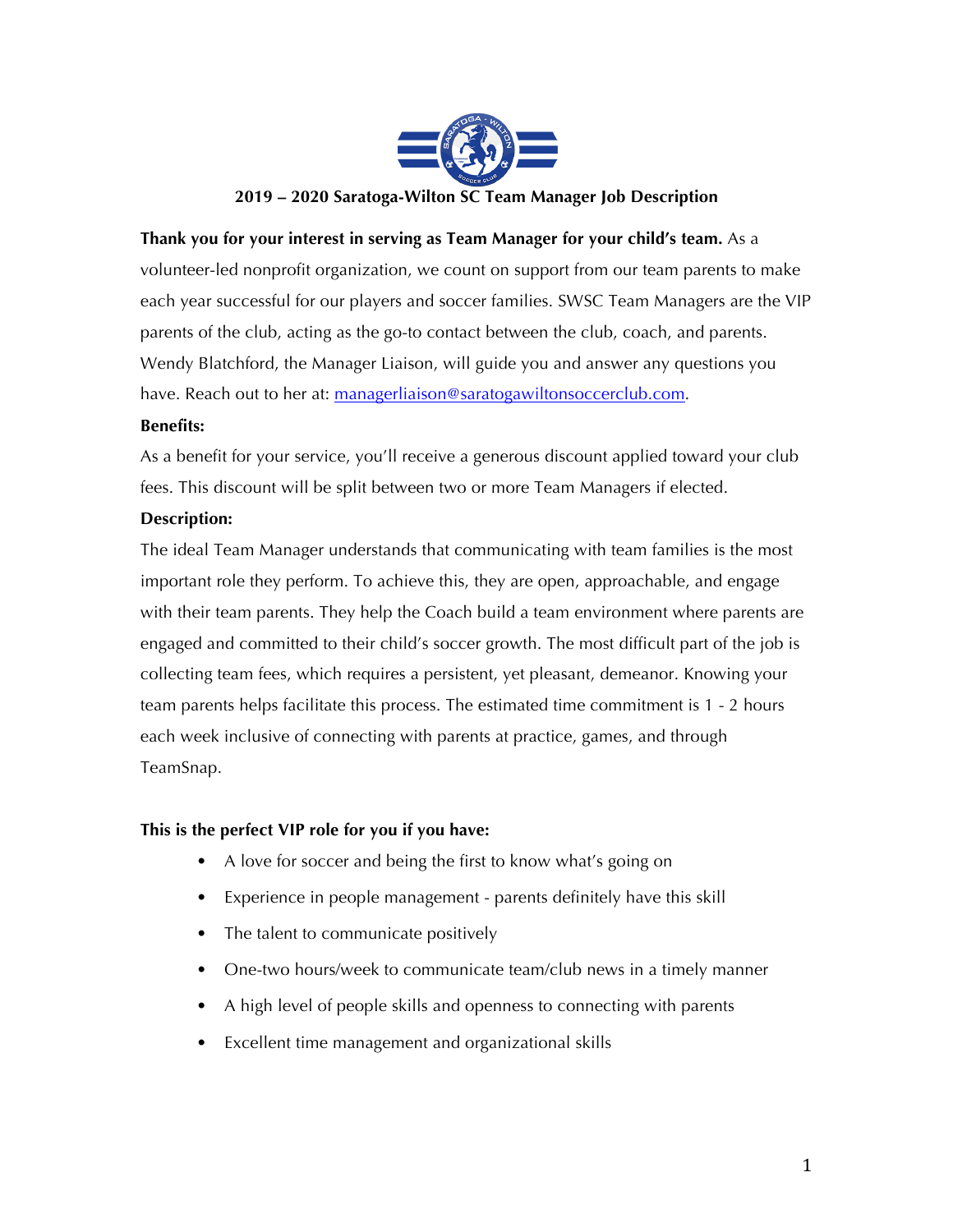# 2019 – 2020 Saratoga-Wilton SC Team Manager Job Description

**Thank you for your interest in serving as Team Manager for your child's team.** As a volunteer-led nonprofit organization, we count on support from our team parents to make each year successful for our players and soccer families. SWSC Team Managers are the VIP parents of the club, acting as the go-to contact between the club, coach, and parents. Wendy Blatchford, the Manager Liaison, will guide you and answer any questions you have. Reach out to her at: managerliaison@saratogawiltonsoccerclub.com.

**Benefits:**

As a benefit for your service, you'll receive a generous discount applied toward your club fees. This discount will be split between two or more Team Managers if elected.

**Description:**

The ideal Team Manager understands that communicating with team families is the most important role they perform. To achieve this, they are open, approachable, and engage with their team parents. They help the Coach build a team environment where parents are engaged and committed to their child's soccer growth. The most difficult part of the job is collecting team fees, which requires a persistent, yet pleasant, demeanor. Knowing your team parents helps facilitate this process. The estimated time commitment is 1 - 2 hours each week inclusive of connecting with parents at practice, games, and through TeamSnap.

**This is the perfect VIP role for you if you have:**

- A love for soccer and being the first to know what's going on
- Experience in people management - parents definitely have this skill
- The talent to communicate positively
- One-two hours/week to communicate team/club news in a timely manner
- A high level of people skills and openness to connecting with parents
- Excellent time management and organizational skills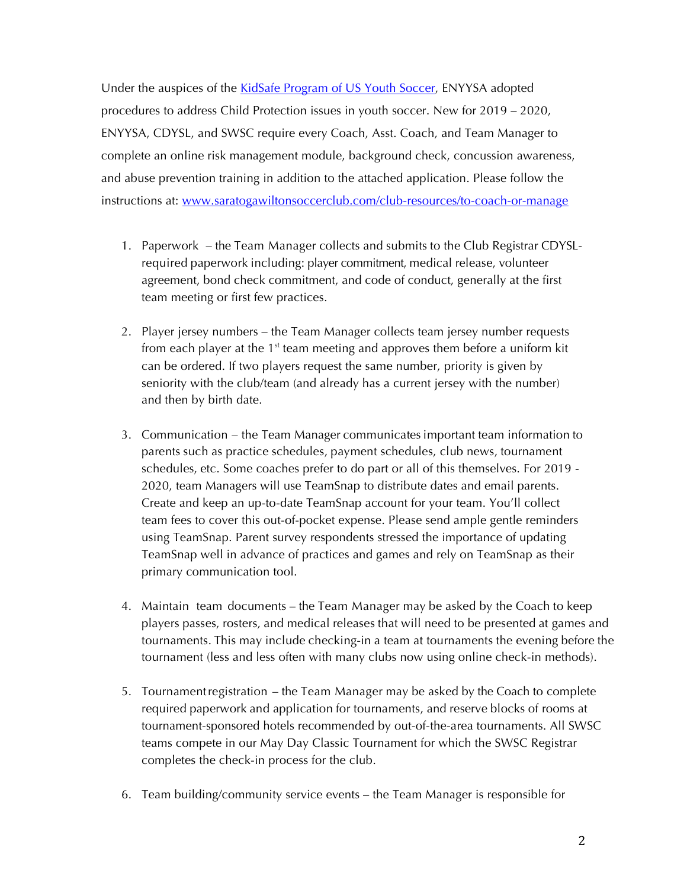Under the auspices of the [KidSafe Program of US Youth Soccer](#), ENYYSA adopted procedures to address Child Protection issues in youth soccer. New for 2019 – 2020, ENYYSA, CDYSL, and SWSC require every Coach, Asst. Coach, and Team Manager to complete an online risk management module, background check, concussion awareness, and abuse prevention training in addition to the attached application. Please follow the instructions at: [www.saratogawiltonsoccerclub.com/club-resources/to-coach-or-manage](www.saratogawiltonsoccerclub.com/club-resources/to-coach-or-manage)

1. Paperwork – the Team Manager collects and submits to the Club Registrar CDYSL-required paperwork including: player commitment, medical release, volunteer agreement, bond check commitment, and code of conduct, generally at the first team meeting or first few practices.

2. Player jersey numbers – the Team Manager collects team jersey number requests from each player at the 1st team meeting and approves them before a uniform kit can be ordered. If two players request the same number, priority is given by seniority with the club/team (and already has a current jersey with the number) and then by birth date.

3. Communication – the Team Manager communicates important team information to parents such as practice schedules, payment schedules, club news, tournament schedules, etc. Some coaches prefer to do part or all of this themselves. For 2019 - 2020, team Managers will use TeamSnap to distribute dates and email parents. Create and keep an up-to-date TeamSnap account for your team. You'll collect team fees to cover this out-of-pocket expense. Please send ample gentle reminders using TeamSnap. Parent survey respondents stressed the importance of updating TeamSnap well in advance of practices and games and rely on TeamSnap as their primary communication tool.

4. Maintain team documents – the Team Manager may be asked by the Coach to keep players passes, rosters, and medical releases that will need to be presented at games and tournaments. This may include checking-in a team at tournaments the evening before the tournament (less and less often with many clubs now using online check-in methods).

5. Tournament registration – the Team Manager may be asked by the Coach to complete required paperwork and application for tournaments, and reserve blocks of rooms at tournament-sponsored hotels recommended by out-of-the-area tournaments. All SWSC teams compete in our May Day Classic Tournament for which the SWSC Registrar completes the check-in process for the club.

6. Team building/community service events – the Team Manager is responsible for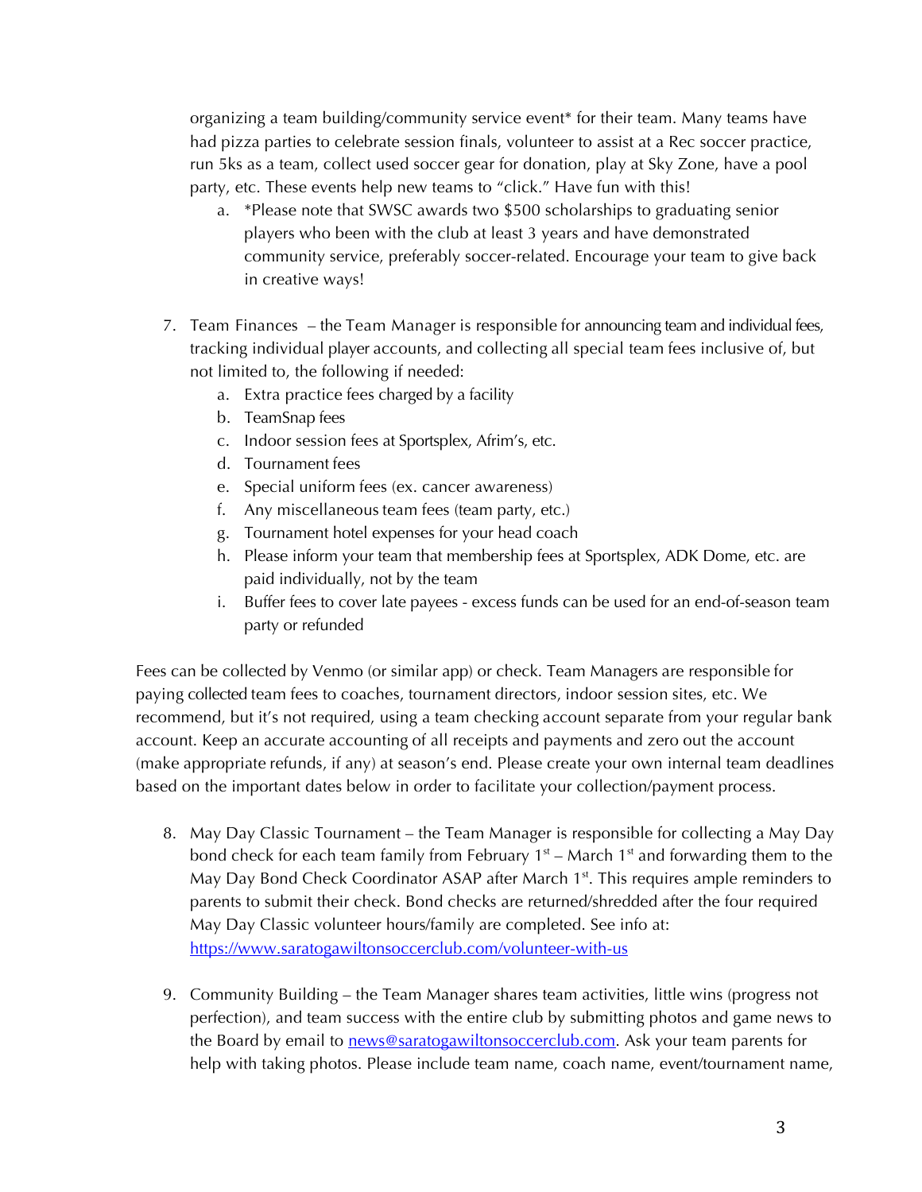organizing a team building/community service event* for their team. Many teams have had pizza parties to celebrate session finals, volunteer to assist at a Rec soccer practice, run 5ks as a team, collect used soccer gear for donation, play at Sky Zone, have a pool party, etc. These events help new teams to "click." Have fun with this!

   a. *Please note that SWSC awards two $500 scholarships to graduating senior players who been with the club at least 3 years and have demonstrated community service, preferably soccer-related. Encourage your team to give back in creative ways!

7. Team Finances – the Team Manager is responsible for announcing team and individual fees, tracking individual player accounts, and collecting all special team fees inclusive of, but not limited to, the following if needed:
   a. Extra practice fees charged by a facility
   b. TeamSnap fees
   c. Indoor session fees at Sportsplex, Afrim's, etc.
   d. Tournament fees
   e. Special uniform fees (ex. cancer awareness)
   f. Any miscellaneous team fees (team party, etc.)
   g. Tournament hotel expenses for your head coach
   h. Please inform your team that membership fees at Sportsplex, ADK Dome, etc. are paid individually, not by the team
   i. Buffer fees to cover late payees - excess funds can be used for an end-of-season team party or refunded

Fees can be collected by Venmo (or similar app) or check. Team Managers are responsible for paying collected team fees to coaches, tournament directors, indoor session sites, etc. We recommend, but it's not required, using a team checking account separate from your regular bank account. Keep an accurate accounting of all receipts and payments and zero out the account (make appropriate refunds, if any) at season's end. Please create your own internal team deadlines based on the important dates below in order to facilitate your collection/payment process.

8. May Day Classic Tournament – the Team Manager is responsible for collecting a May Day bond check for each team family from February 1st – March 1st and forwarding them to the May Day Bond Check Coordinator ASAP after March 1st. This requires ample reminders to parents to submit their check. Bond checks are returned/shredded after the four required May Day Classic volunteer hours/family are completed. See info at: https://www.saratogawiltonsoccerclub.com/volunteer-with-us

9. Community Building – the Team Manager shares team activities, little wins (progress not perfection), and team success with the entire club by submitting photos and game news to the Board by email to news@saratogawiltonsoccerclub.com. Ask your team parents for help with taking photos. Please include team name, coach name, event/tournament name,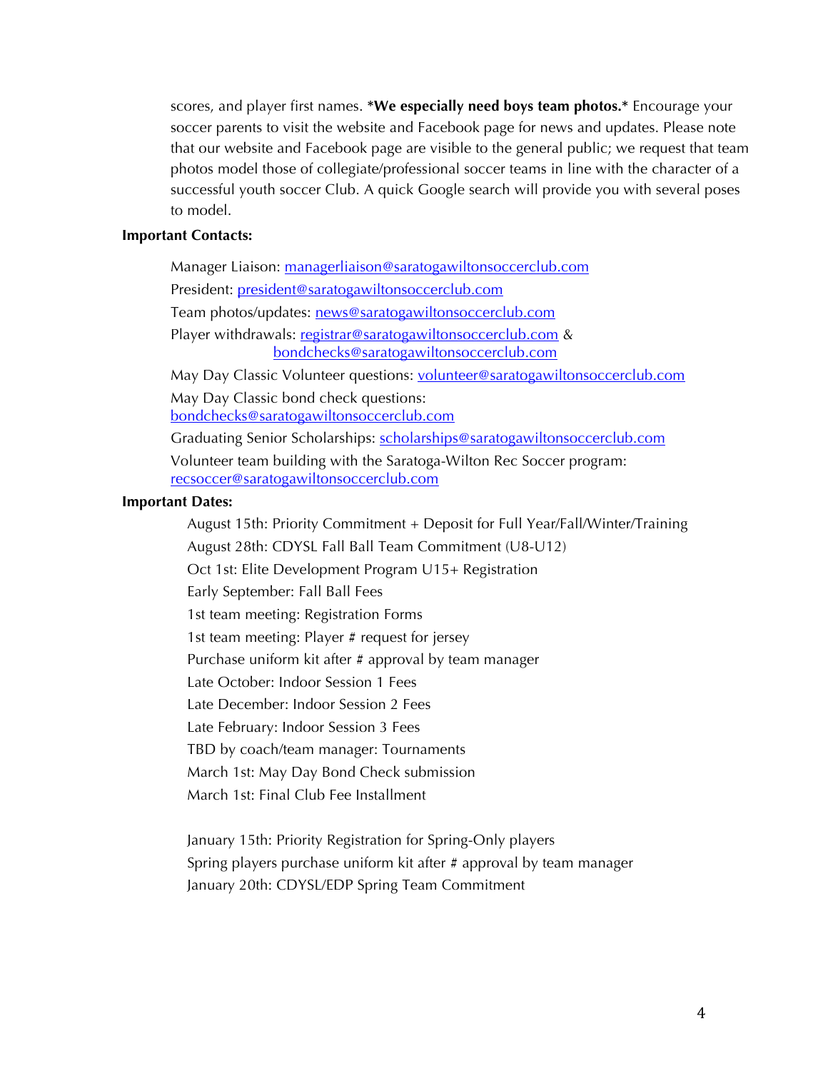scores, and player first names. ***We especially need boys team photos.*** Encourage your soccer parents to visit the website and Facebook page for news and updates. Please note that our website and Facebook page are visible to the general public; we request that team photos model those of collegiate/professional soccer teams in line with the character of a successful youth soccer Club. A quick Google search will provide you with several poses to model.

**Important Contacts:**

Manager Liaison: managerliaison@saratogawiltonsoccerclub.com

President: president@saratogawiltonsoccerclub.com

Team photos/updates: news@saratogawiltonsoccerclub.com

Player withdrawals: registrar@saratogawiltonsoccerclub.com & bondchecks@saratogawiltonsoccerclub.com

May Day Classic Volunteer questions: volunteer@saratogawiltonsoccerclub.com

May Day Classic bond check questions: bondchecks@saratogawiltonsoccerclub.com

Graduating Senior Scholarships: scholarships@saratogawiltonsoccerclub.com

Volunteer team building with the Saratoga-Wilton Rec Soccer program: recsoccer@saratogawiltonsoccerclub.com

**Important Dates:**

August 15th: Priority Commitment + Deposit for Full Year/Fall/Winter/Training
August 28th: CDYSL Fall Ball Team Commitment (U8-U12)
Oct 1st: Elite Development Program U15+ Registration
Early September: Fall Ball Fees
1st team meeting: Registration Forms
1st team meeting: Player # request for jersey
Purchase uniform kit after # approval by team manager
Late October: Indoor Session 1 Fees
Late December: Indoor Session 2 Fees
Late February: Indoor Session 3 Fees
TBD by coach/team manager: Tournaments
March 1st: May Day Bond Check submission
March 1st: Final Club Fee Installment

January 15th: Priority Registration for Spring-Only players
Spring players purchase uniform kit after # approval by team manager
January 20th: CDYSL/EDP Spring Team Commitment